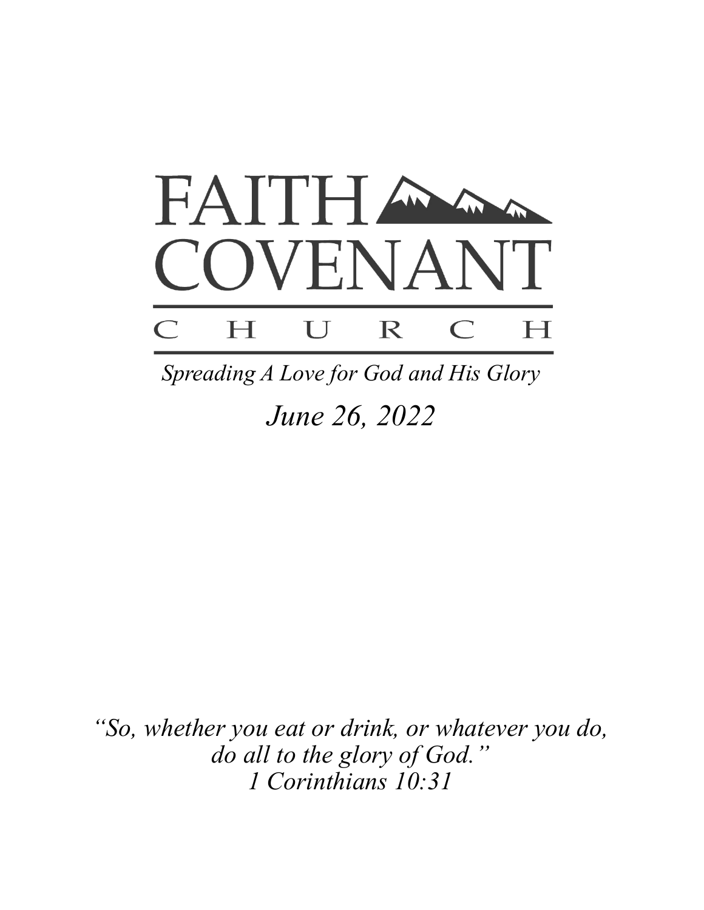# FAITH COVENANT

## C H U R C H

*Spreading A Love for God and His Glory*

*June 26, 2022*

*"So, whether you eat or drink, or whatever you do,*
*do all to the glory of God."*
*1 Corinthians 10:31*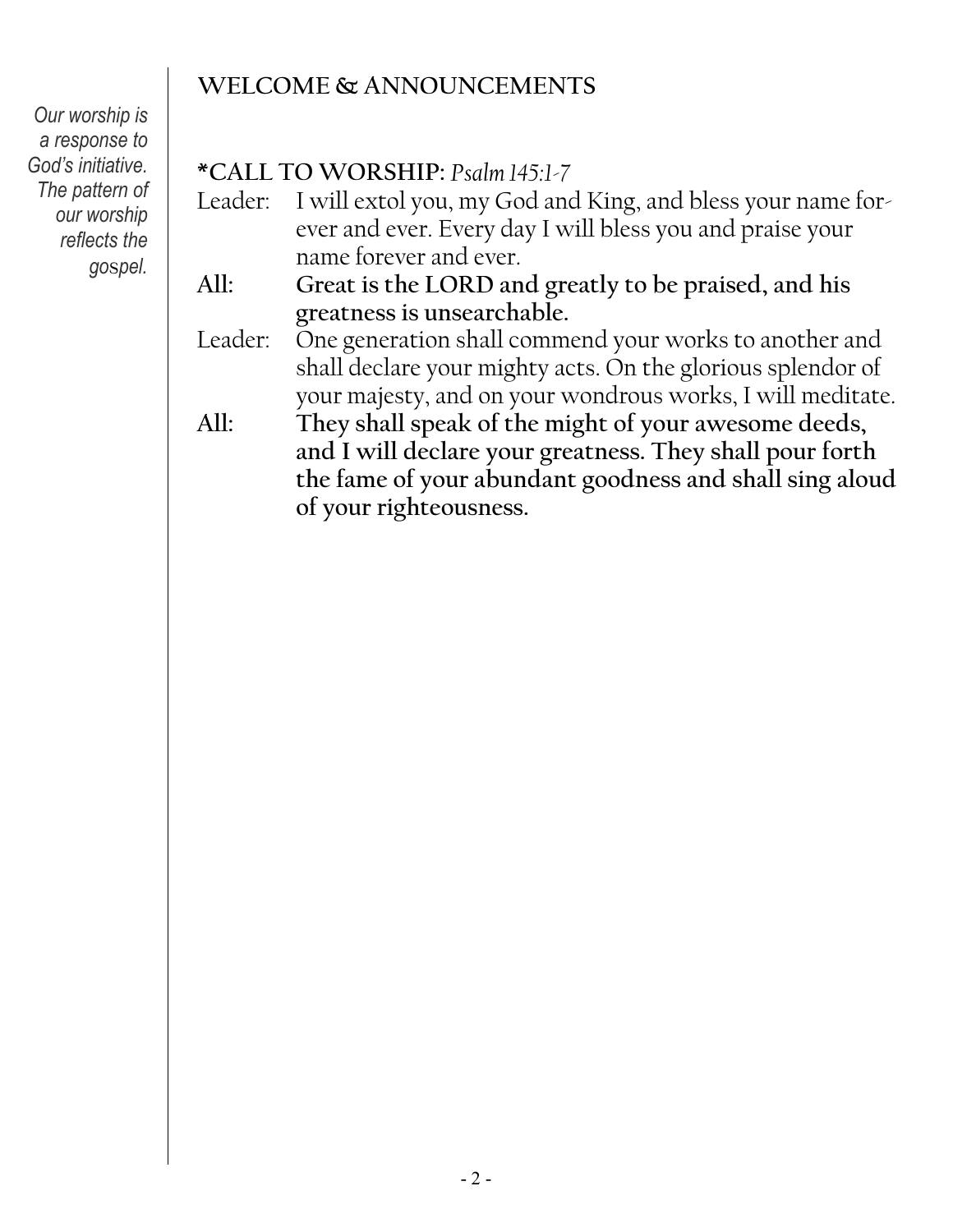*Our worship is a response to God's initiative. The pattern of our worship reflects the gospel.*

## WELCOME & ANNOUNCEMENTS

## *CALL TO WORSHIP: *Psalm 145:1-7*

Leader: I will extol you, my God and King, and bless your name forever and ever. Every day I will bless you and praise your name forever and ever.

**All: Great is the LORD and greatly to be praised, and his greatness is unsearchable.**

Leader: One generation shall commend your works to another and shall declare your mighty acts. On the glorious splendor of your majesty, and on your wondrous works, I will meditate.

**All: They shall speak of the might of your awesome deeds, and I will declare your greatness. They shall pour forth the fame of your abundant goodness and shall sing aloud of your righteousness.**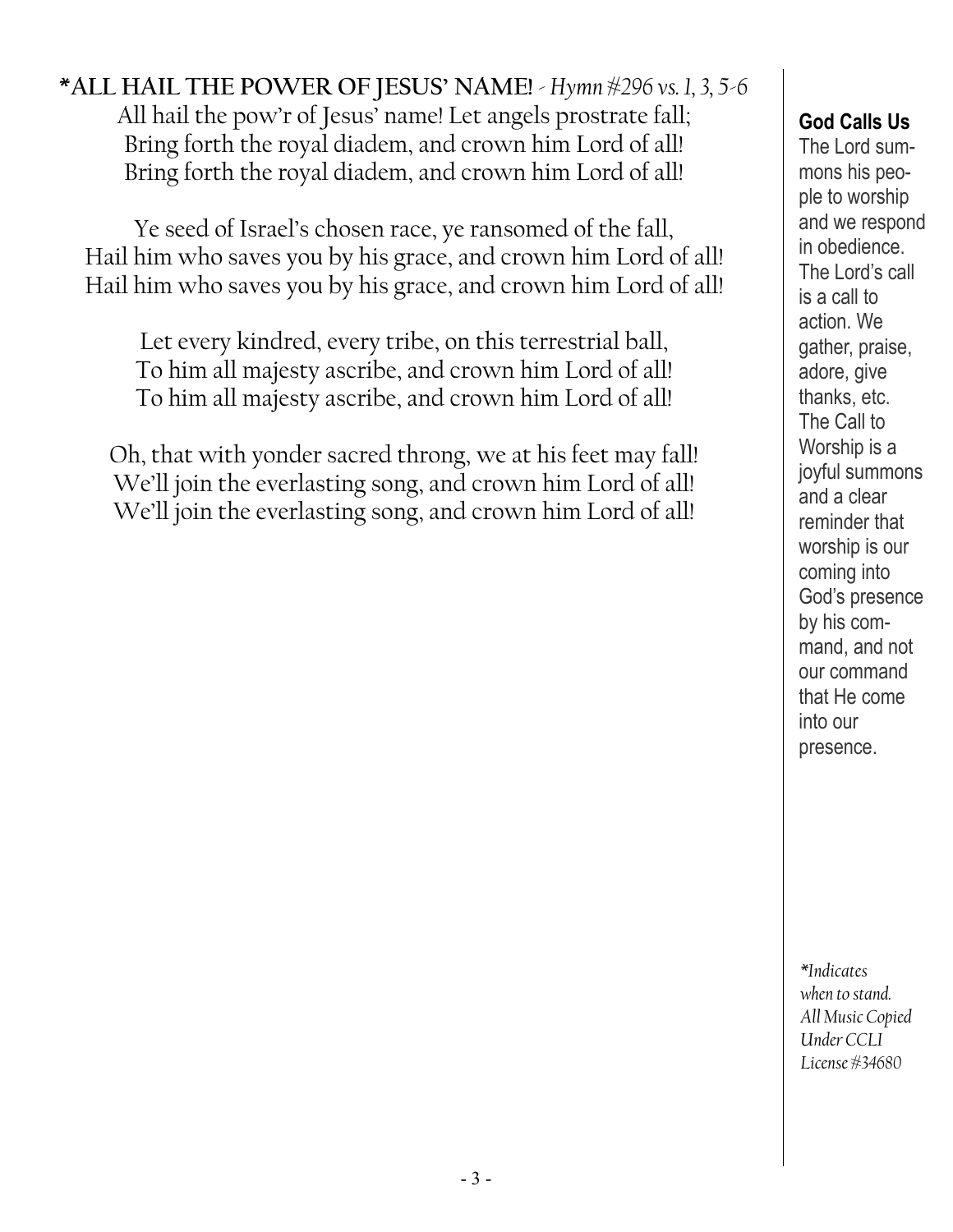**\*ALL HAIL THE POWER OF JESUS' NAME!** *- Hymn #296 vs. 1, 3, 5-6*

All hail the pow'r of Jesus' name! Let angels prostrate fall;
Bring forth the royal diadem, and crown him Lord of all!
Bring forth the royal diadem, and crown him Lord of all!

Ye seed of Israel's chosen race, ye ransomed of the fall,
Hail him who saves you by his grace, and crown him Lord of all!
Hail him who saves you by his grace, and crown him Lord of all!

Let every kindred, every tribe, on this terrestrial ball,
To him all majesty ascribe, and crown him Lord of all!
To him all majesty ascribe, and crown him Lord of all!

Oh, that with yonder sacred throng, we at his feet may fall!
We'll join the everlasting song, and crown him Lord of all!
We'll join the everlasting song, and crown him Lord of all!

**God Calls Us**

The Lord summons his people to worship and we respond in obedience. The Lord's call is a call to action. We gather, praise, adore, give thanks, etc. The Call to Worship is a joyful summons and a clear reminder that worship is our coming into God's presence by his command, and not our command that He come into our presence.

*\*Indicates when to stand. All Music Copied Under CCLI License #34680*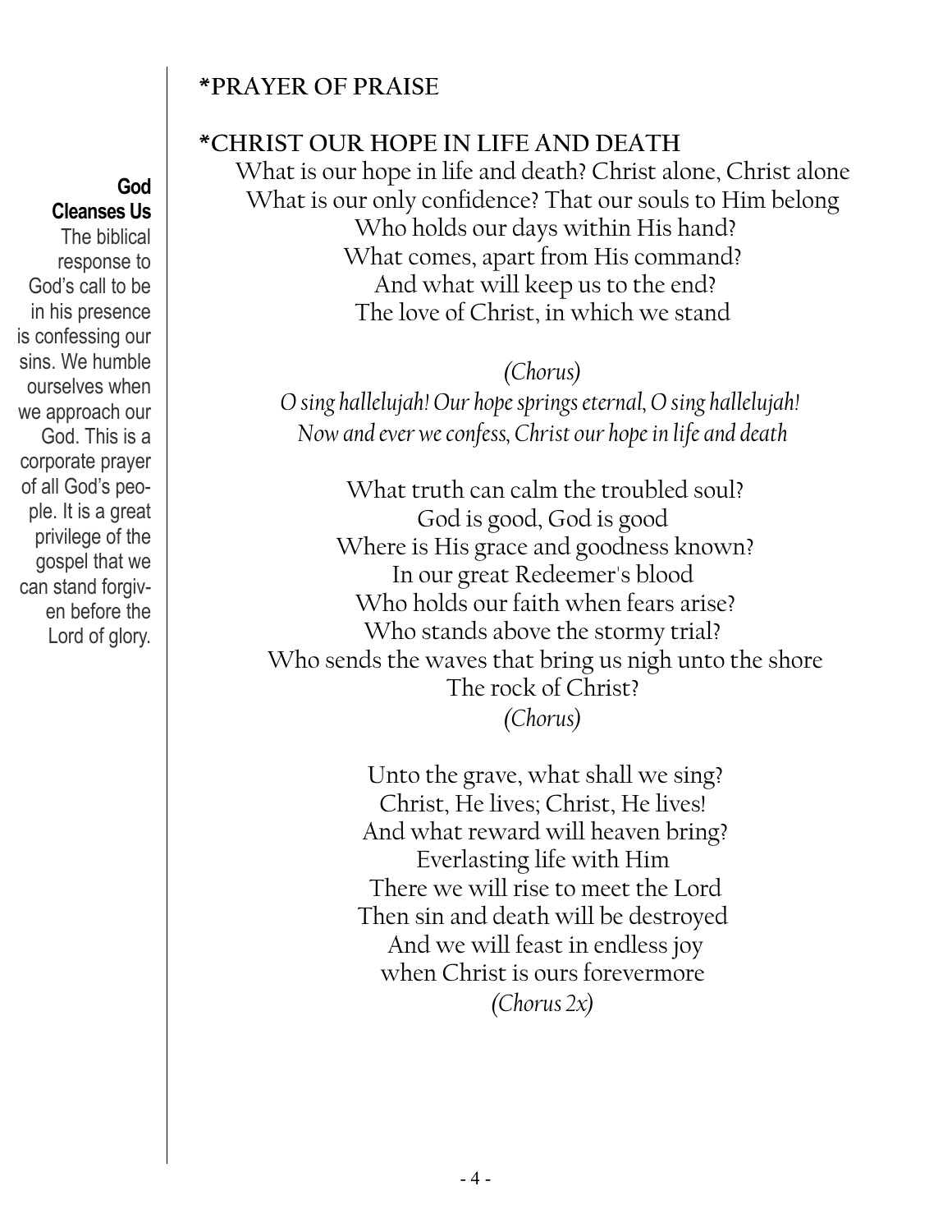**God Cleanses Us**

The biblical response to God's call to be in his presence is confessing our sins. We humble ourselves when we approach our God. This is a corporate prayer of all God's people. It is a great privilege of the gospel that we can stand forgiven before the Lord of glory.

## *PRAYER OF PRAISE

## *CHRIST OUR HOPE IN LIFE AND DEATH

What is our hope in life and death? Christ alone, Christ alone  
What is our only confidence? That our souls to Him belong  
Who holds our days within His hand?  
What comes, apart from His command?  
And what will keep us to the end?  
The love of Christ, in which we stand

*(Chorus)*  
*O sing hallelujah! Our hope springs eternal, O sing hallelujah!*  
*Now and ever we confess, Christ our hope in life and death*

What truth can calm the troubled soul?  
God is good, God is good  
Where is His grace and goodness known?  
In our great Redeemer's blood  
Who holds our faith when fears arise?  
Who stands above the stormy trial?  
Who sends the waves that bring us nigh unto the shore  
The rock of Christ?  
*(Chorus)*

Unto the grave, what shall we sing?  
Christ, He lives; Christ, He lives!  
And what reward will heaven bring?  
Everlasting life with Him  
There we will rise to meet the Lord  
Then sin and death will be destroyed  
And we will feast in endless joy  
when Christ is ours forevermore  
*(Chorus 2x)*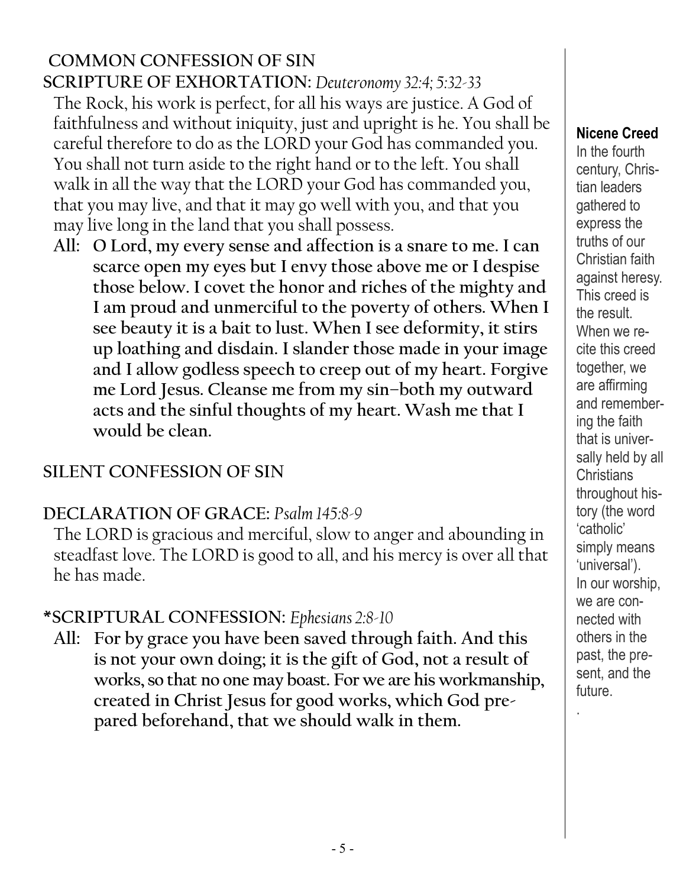## COMMON CONFESSION OF SIN

**SCRIPTURE OF EXHORTATION:** *Deuteronomy 32:4; 5:32-33*

The Rock, his work is perfect, for all his ways are justice. A God of faithfulness and without iniquity, just and upright is he. You shall be careful therefore to do as the LORD your God has commanded you. You shall not turn aside to the right hand or to the left. You shall walk in all the way that the LORD your God has commanded you, that you may live, and that it may go well with you, and that you may live long in the land that you shall possess.

**All: O Lord, my every sense and affection is a snare to me. I can scarce open my eyes but I envy those above me or I despise those below. I covet the honor and riches of the mighty and I am proud and unmerciful to the poverty of others. When I see beauty it is a bait to lust. When I see deformity, it stirs up loathing and disdain. I slander those made in your image and I allow godless speech to creep out of my heart. Forgive me Lord Jesus. Cleanse me from my sin—both my outward acts and the sinful thoughts of my heart. Wash me that I would be clean.**

## SILENT CONFESSION OF SIN

**DECLARATION OF GRACE:** *Psalm 145:8-9*

The LORD is gracious and merciful, slow to anger and abounding in steadfast love. The LORD is good to all, and his mercy is over all that he has made.

**\*SCRIPTURAL CONFESSION:** *Ephesians 2:8-10*

**All: For by grace you have been saved through faith. And this is not your own doing; it is the gift of God, not a result of works, so that no one may boast. For we are his workmanship, created in Christ Jesus for good works, which God prepared beforehand, that we should walk in them.**

**Nicene Creed**

In the fourth century, Christian leaders gathered to express the truths of our Christian faith against heresy. This creed is the result. When we recite this creed together, we are affirming and remembering the faith that is universally held by all Christians throughout history (the word 'catholic' simply means 'universal'). In our worship, we are connected with others in the past, the present, and the future.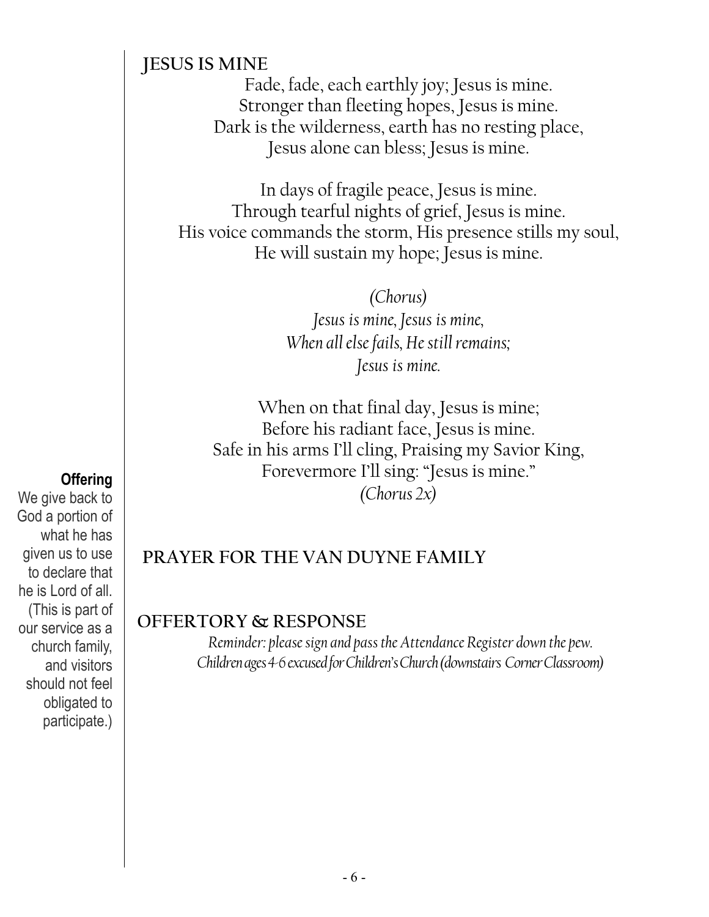## JESUS IS MINE

Fade, fade, each earthly joy; Jesus is mine.
Stronger than fleeting hopes, Jesus is mine.
Dark is the wilderness, earth has no resting place,
Jesus alone can bless; Jesus is mine.

In days of fragile peace, Jesus is mine.
Through tearful nights of grief, Jesus is mine.
His voice commands the storm, His presence stills my soul,
He will sustain my hope; Jesus is mine.

*(Chorus)*
*Jesus is mine, Jesus is mine,*
*When all else fails, He still remains;*
*Jesus is mine.*

When on that final day, Jesus is mine;
Before his radiant face, Jesus is mine.
Safe in his arms I'll cling, Praising my Savior King,
Forevermore I'll sing: "Jesus is mine."
*(Chorus 2x)*

## PRAYER FOR THE VAN DUYNE FAMILY

## OFFERTORY & RESPONSE

*Reminder: please sign and pass the Attendance Register down the pew.*
*Children ages 4-6 excused for Children's Church (downstairs Corner Classroom)*

**Offering**
We give back to God a portion of what he has given us to use to declare that he is Lord of all. (This is part of our service as a church family, and visitors should not feel obligated to participate.)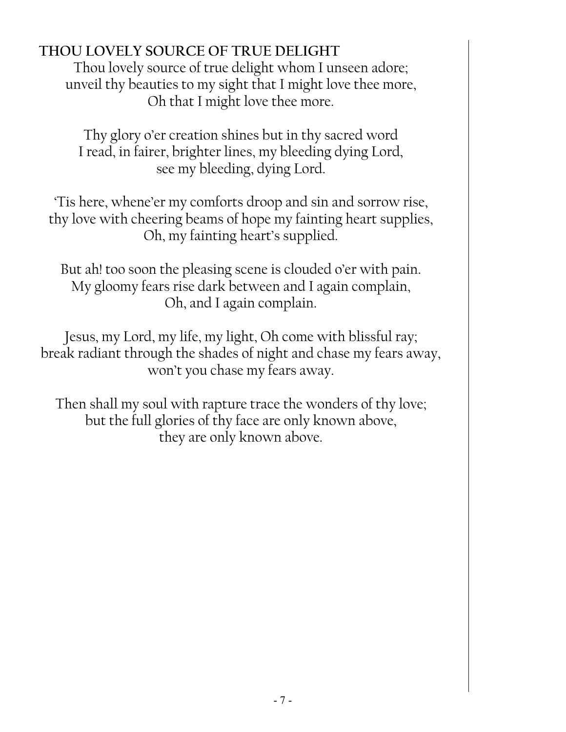## THOU LOVELY SOURCE OF TRUE DELIGHT

Thou lovely source of true delight whom I unseen adore;
unveil thy beauties to my sight that I might love thee more,
Oh that I might love thee more.

Thy glory o'er creation shines but in thy sacred word
I read, in fairer, brighter lines, my bleeding dying Lord,
see my bleeding, dying Lord.

'Tis here, whene'er my comforts droop and sin and sorrow rise,
thy love with cheering beams of hope my fainting heart supplies,
Oh, my fainting heart's supplied.

But ah! too soon the pleasing scene is clouded o'er with pain.
My gloomy fears rise dark between and I again complain,
Oh, and I again complain.

Jesus, my Lord, my life, my light, Oh come with blissful ray;
break radiant through the shades of night and chase my fears away,
won't you chase my fears away.

Then shall my soul with rapture trace the wonders of thy love;
but the full glories of thy face are only known above,
they are only known above.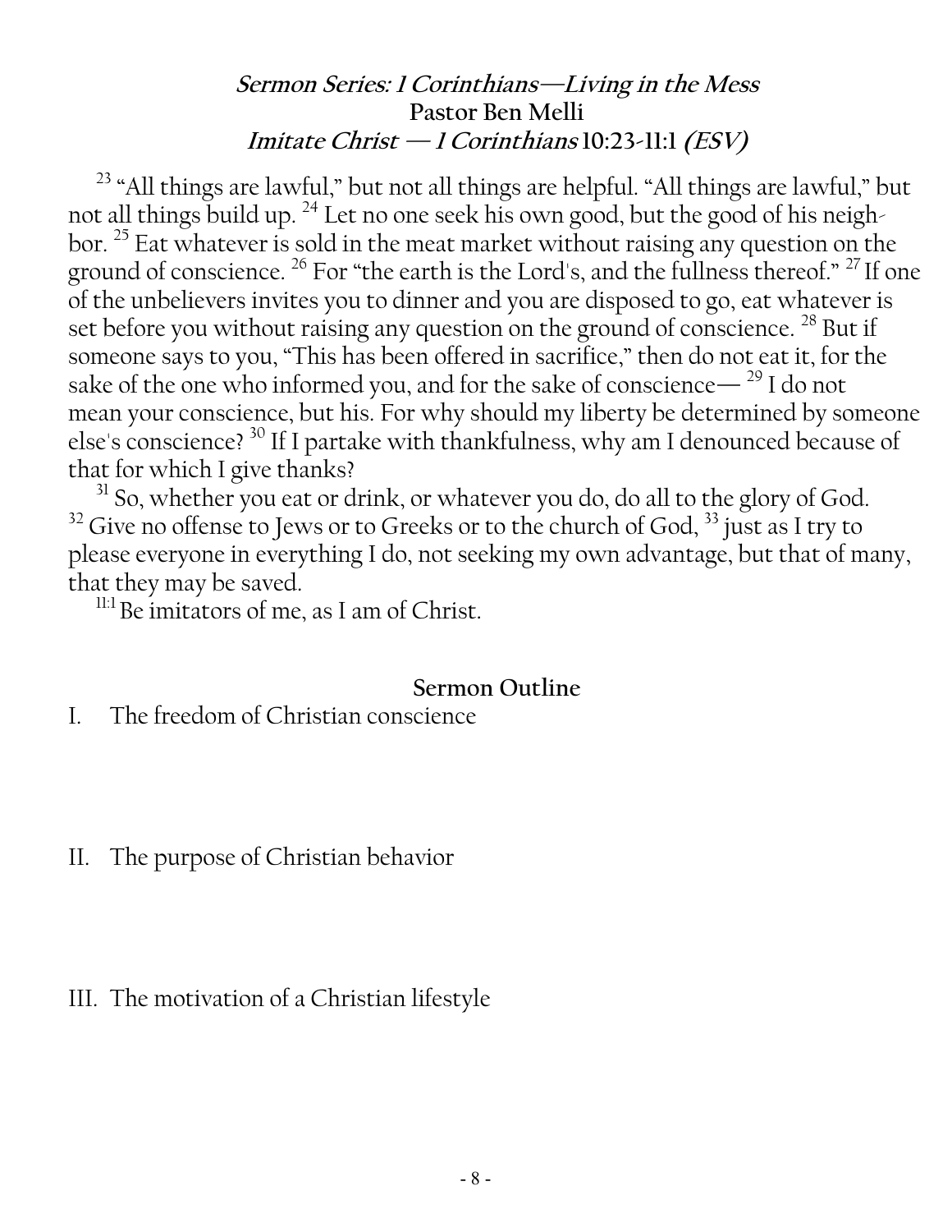## *Sermon Series: 1 Corinthians—Living in the Mess*

**Pastor Ben Melli**

***Imitate Christ — 1 Corinthians* 10:23-11:1 *(ESV)***

[23] "All things are lawful," but not all things are helpful. "All things are lawful," but not all things build up. [24] Let no one seek his own good, but the good of his neighbor. [25] Eat whatever is sold in the meat market without raising any question on the ground of conscience. [26] For "the earth is the Lord's, and the fullness thereof." [27] If one of the unbelievers invites you to dinner and you are disposed to go, eat whatever is set before you without raising any question on the ground of conscience. [28] But if someone says to you, "This has been offered in sacrifice," then do not eat it, for the sake of the one who informed you, and for the sake of conscience— [29] I do not mean your conscience, but his. For why should my liberty be determined by someone else's conscience? [30] If I partake with thankfulness, why am I denounced because of that for which I give thanks?

[31] So, whether you eat or drink, or whatever you do, do all to the glory of God. [32] Give no offense to Jews or to Greeks or to the church of God, [33] just as I try to please everyone in everything I do, not seeking my own advantage, but that of many, that they may be saved.

[11:1] Be imitators of me, as I am of Christ.

### Sermon Outline

I. The freedom of Christian conscience

II. The purpose of Christian behavior

III. The motivation of a Christian lifestyle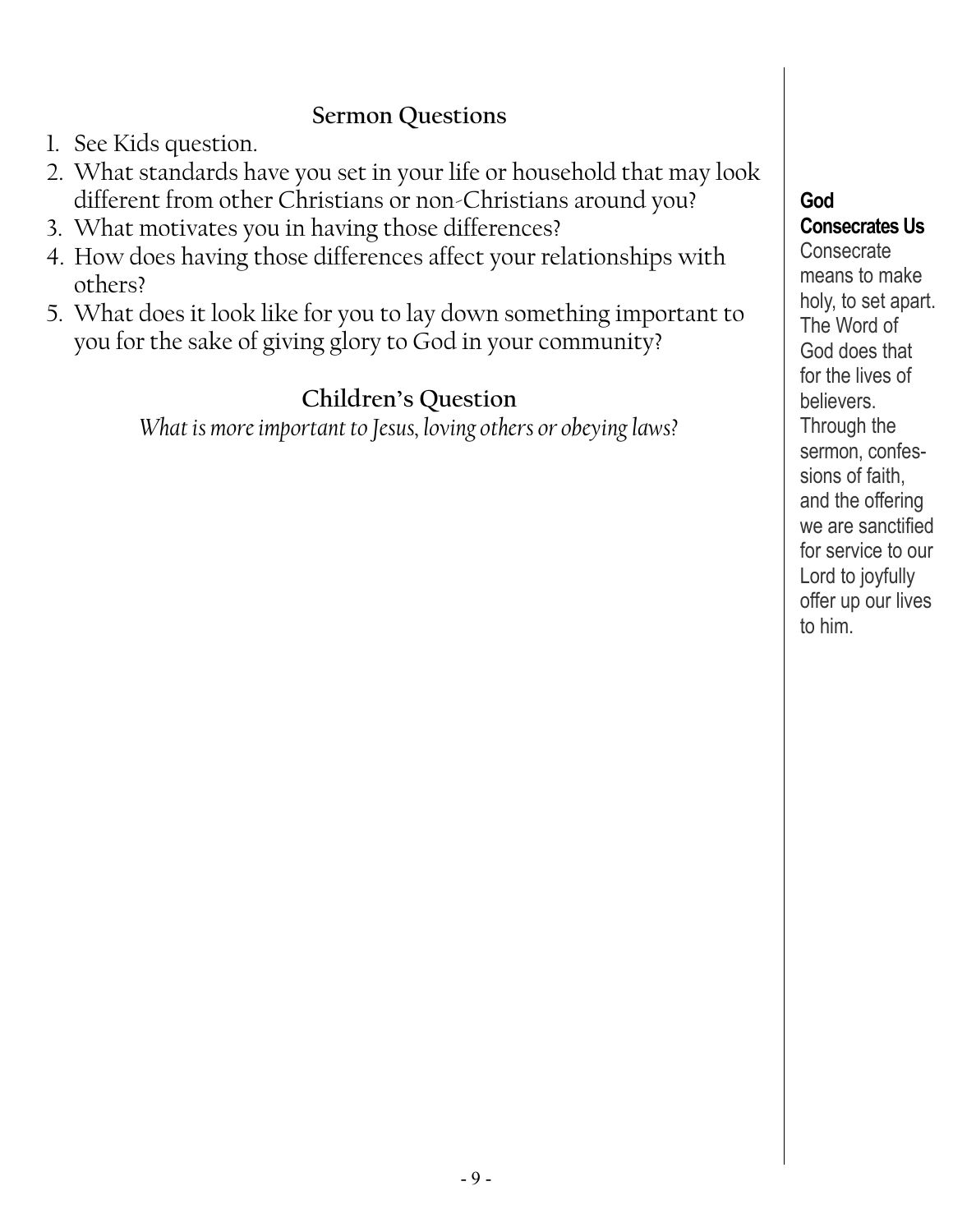## Sermon Questions

1. See Kids question.
2. What standards have you set in your life or household that may look different from other Christians or non-Christians around you?
3. What motivates you in having those differences?
4. How does having those differences affect your relationships with others?
5. What does it look like for you to lay down something important to you for the sake of giving glory to God in your community?

## Children's Question

*What is more important to Jesus, loving others or obeying laws?*

**God Consecrates Us**
Consecrate means to make holy, to set apart. The Word of God does that for the lives of believers. Through the sermon, confessions of faith, and the offering we are sanctified for service to our Lord to joyfully offer up our lives to him.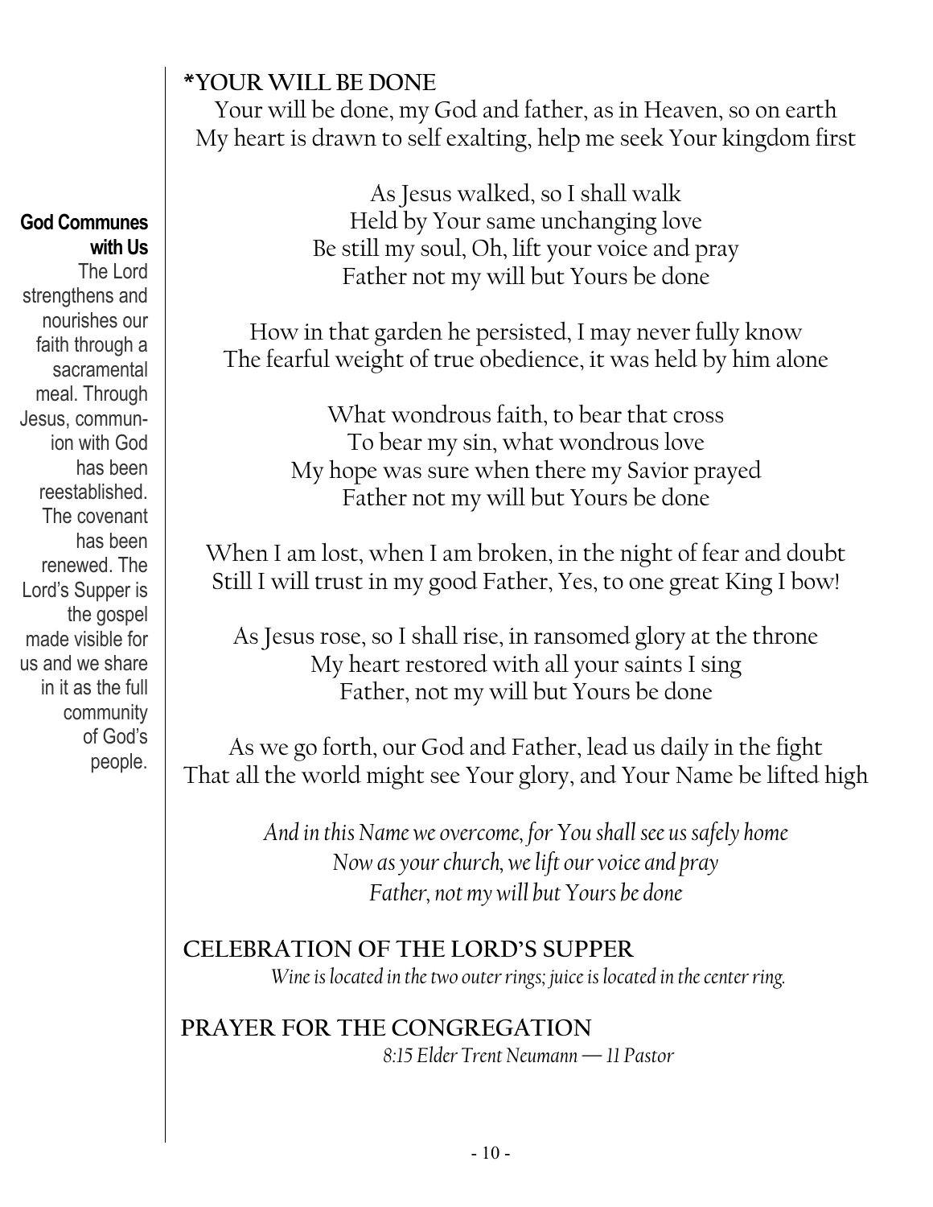**God Communes with Us**
The Lord strengthens and nourishes our faith through a sacramental meal. Through Jesus, communion with God has been reestablished. The covenant has been renewed. The Lord's Supper is the gospel made visible for us and we share in it as the full community of God's people.

## *YOUR WILL BE DONE

Your will be done, my God and father, as in Heaven, so on earth
My heart is drawn to self exalting, help me seek Your kingdom first

As Jesus walked, so I shall walk
Held by Your same unchanging love
Be still my soul, Oh, lift your voice and pray
Father not my will but Yours be done

How in that garden he persisted, I may never fully know
The fearful weight of true obedience, it was held by him alone

What wondrous faith, to bear that cross
To bear my sin, what wondrous love
My hope was sure when there my Savior prayed
Father not my will but Yours be done

When I am lost, when I am broken, in the night of fear and doubt
Still I will trust in my good Father, Yes, to one great King I bow!

As Jesus rose, so I shall rise, in ransomed glory at the throne
My heart restored with all your saints I sing
Father, not my will but Yours be done

As we go forth, our God and Father, lead us daily in the fight
That all the world might see Your glory, and Your Name be lifted high

*And in this Name we overcome, for You shall see us safely home*
*Now as your church, we lift our voice and pray*
*Father, not my will but Yours be done*

## CELEBRATION OF THE LORD'S SUPPER

*Wine is located in the two outer rings; juice is located in the center ring.*

## PRAYER FOR THE CONGREGATION

*8:15 Elder Trent Neumann — 11 Pastor*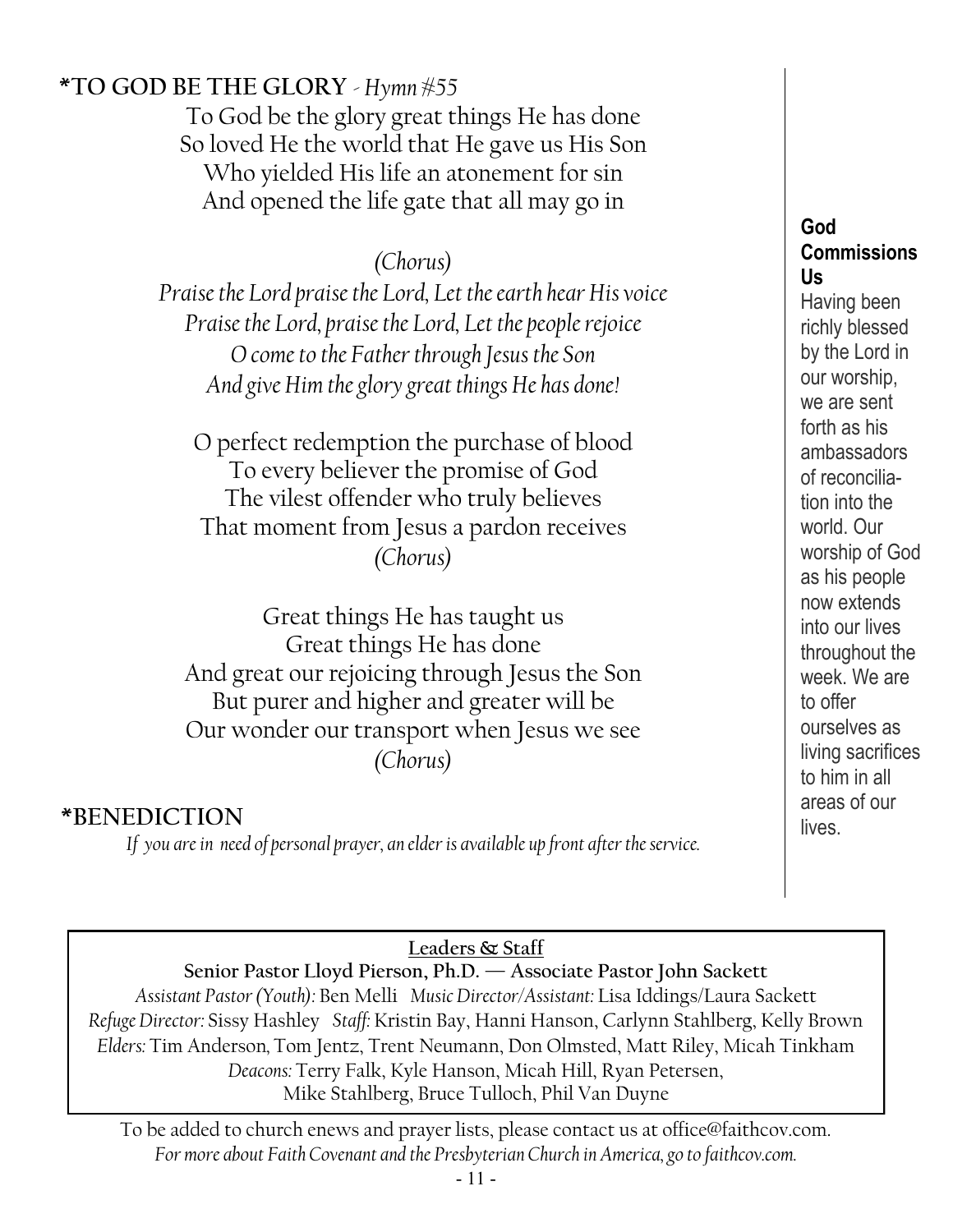## *TO GOD BE THE GLORY - *Hymn #55*

To God be the glory great things He has done
So loved He the world that He gave us His Son
Who yielded His life an atonement for sin
And opened the life gate that all may go in

*(Chorus)*
*Praise the Lord praise the Lord, Let the earth hear His voice*
*Praise the Lord, praise the Lord, Let the people rejoice*
*O come to the Father through Jesus the Son*
*And give Him the glory great things He has done!*

O perfect redemption the purchase of blood
To every believer the promise of God
The vilest offender who truly believes
That moment from Jesus a pardon receives
*(Chorus)*

Great things He has taught us
Great things He has done
And great our rejoicing through Jesus the Son
But purer and higher and greater will be
Our wonder our transport when Jesus we see
*(Chorus)*

## *BENEDICTION

*If you are in need of personal prayer, an elder is available up front after the service.*

**God Commissions Us**

Having been richly blessed by the Lord in our worship, we are sent forth as his ambassadors of reconciliation into the world. Our worship of God as his people now extends into our lives throughout the week. We are to offer ourselves as living sacrifices to him in all areas of our lives.

**Leaders & Staff**

**Senior Pastor Lloyd Pierson, Ph.D. — Associate Pastor John Sackett**

*Assistant Pastor (Youth):* Ben Melli *Music Director/Assistant:* Lisa Iddings/Laura Sackett
*Refuge Director:* Sissy Hashley *Staff:* Kristin Bay, Hanni Hanson, Carlynn Stahlberg, Kelly Brown
*Elders:* Tim Anderson, Tom Jentz, Trent Neumann, Don Olmsted, Matt Riley, Micah Tinkham
*Deacons:* Terry Falk, Kyle Hanson, Micah Hill, Ryan Petersen,
Mike Stahlberg, Bruce Tulloch, Phil Van Duyne

To be added to church enews and prayer lists, please contact us at office@faithcov.com.
*For more about Faith Covenant and the Presbyterian Church in America, go to faithcov.com.*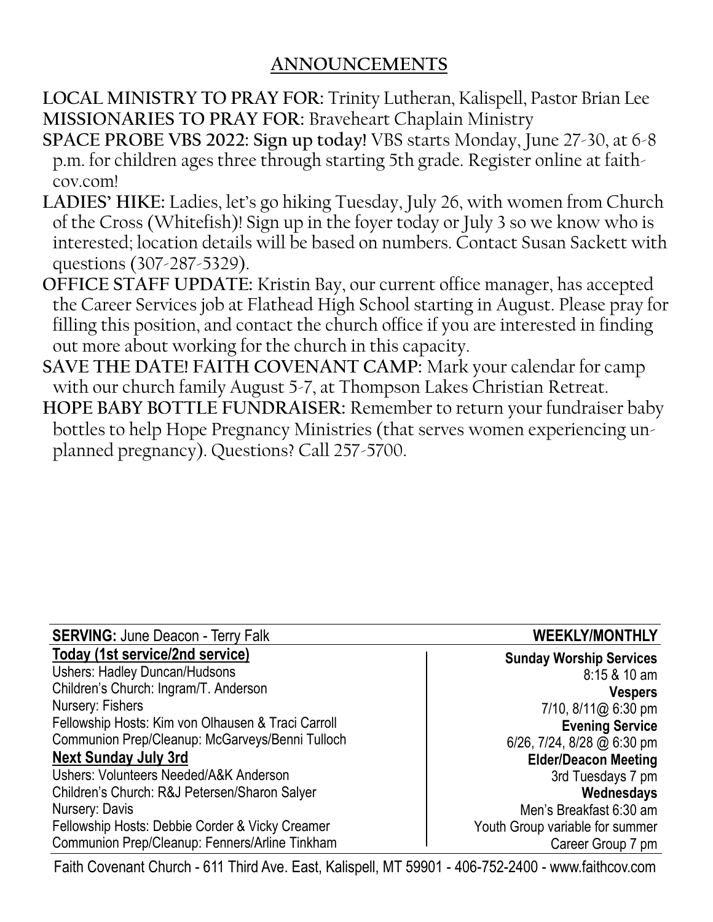## ANNOUNCEMENTS

**LOCAL MINISTRY TO PRAY FOR:** Trinity Lutheran, Kalispell, Pastor Brian Lee
**MISSIONARIES TO PRAY FOR:** Braveheart Chaplain Ministry

**SPACE PROBE VBS 2022: Sign up today!** VBS starts Monday, June 27-30, at 6-8 p.m. for children ages three through starting 5th grade. Register online at faith-cov.com!

**LADIES' HIKE:** Ladies, let's go hiking Tuesday, July 26, with women from Church of the Cross (Whitefish)! Sign up in the foyer today or July 3 so we know who is interested; location details will be based on numbers. Contact Susan Sackett with questions (307-287-5329).

**OFFICE STAFF UPDATE:** Kristin Bay, our current office manager, has accepted the Career Services job at Flathead High School starting in August. Please pray for filling this position, and contact the church office if you are interested in finding out more about working for the church in this capacity.

**SAVE THE DATE! FAITH COVENANT CAMP:** Mark your calendar for camp with our church family August 5-7, at Thompson Lakes Christian Retreat.

**HOPE BABY BOTTLE FUNDRAISER:** Remember to return your fundraiser baby bottles to help Hope Pregnancy Ministries (that serves women experiencing un-planned pregnancy). Questions? Call 257-5700.

**SERVING:** June Deacon - Terry Falk

**Today (1st service/2nd service)**
Ushers: Hadley Duncan/Hudsons
Children's Church: Ingram/T. Anderson
Nursery: Fishers
Fellowship Hosts: Kim von Olhausen & Traci Carroll
Communion Prep/Cleanup: McGarveys/Benni Tulloch

**Next Sunday July 3rd**
Ushers: Volunteers Needed/A&K Anderson
Children's Church: R&J Petersen/Sharon Salyer
Nursery: Davis
Fellowship Hosts: Debbie Corder & Vicky Creamer
Communion Prep/Cleanup: Fenners/Arline Tinkham

**WEEKLY/MONTHLY**

**Sunday Worship Services**
8:15 & 10 am
**Vespers**
7/10, 8/11@ 6:30 pm
**Evening Service**
6/26, 7/24, 8/28 @ 6:30 pm
**Elder/Deacon Meeting**
3rd Tuesdays 7 pm
**Wednesdays**
Men's Breakfast 6:30 am
Youth Group variable for summer
Career Group 7 pm

Faith Covenant Church - 611 Third Ave. East, Kalispell, MT 59901 - 406-752-2400 - www.faithcov.com